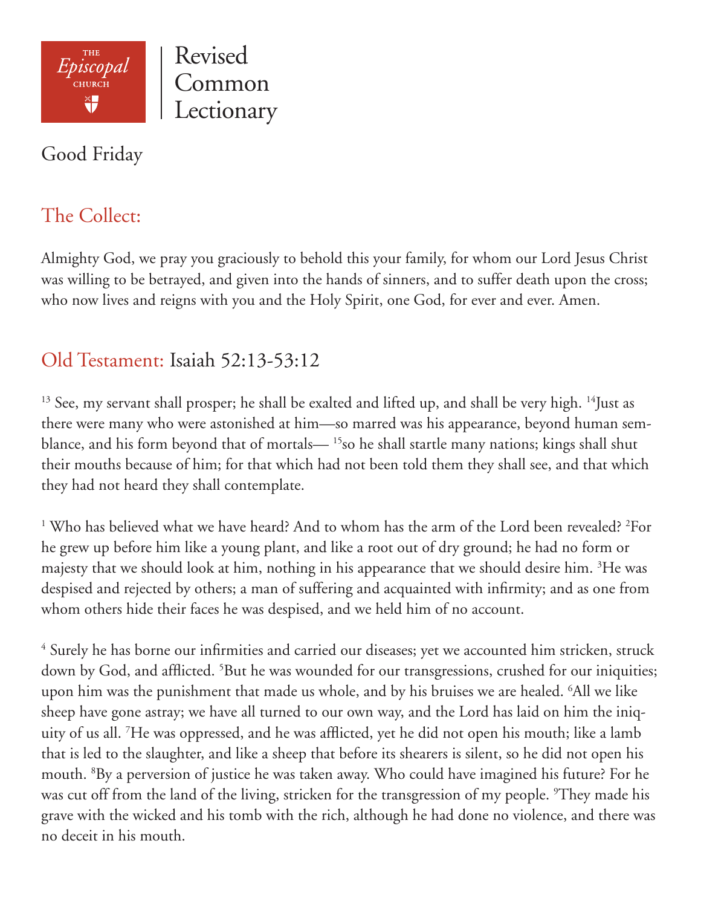The Episcopal Church | Revised Common Lectionary

# Good Friday

## The Collect:

Almighty God, we pray you graciously to behold this your family, for whom our Lord Jesus Christ was willing to be betrayed, and given into the hands of sinners, and to suffer death upon the cross; who now lives and reigns with you and the Holy Spirit, one God, for ever and ever. Amen.

## Old Testament: Isaiah 52:13-53:12

[13] See, my servant shall prosper; he shall be exalted and lifted up, and shall be very high. [14]Just as there were many who were astonished at him—so marred was his appearance, beyond human semblance, and his form beyond that of mortals— [15]so he shall startle many nations; kings shall shut their mouths because of him; for that which had not been told them they shall see, and that which they had not heard they shall contemplate.

[1] Who has believed what we have heard? And to whom has the arm of the Lord been revealed? [2]For he grew up before him like a young plant, and like a root out of dry ground; he had no form or majesty that we should look at him, nothing in his appearance that we should desire him. [3]He was despised and rejected by others; a man of suffering and acquainted with infirmity; and as one from whom others hide their faces he was despised, and we held him of no account.

[4] Surely he has borne our infirmities and carried our diseases; yet we accounted him stricken, struck down by God, and afflicted. [5]But he was wounded for our transgressions, crushed for our iniquities; upon him was the punishment that made us whole, and by his bruises we are healed. [6]All we like sheep have gone astray; we have all turned to our own way, and the Lord has laid on him the iniquity of us all. [7]He was oppressed, and he was afflicted, yet he did not open his mouth; like a lamb that is led to the slaughter, and like a sheep that before its shearers is silent, so he did not open his mouth. [8]By a perversion of justice he was taken away. Who could have imagined his future? For he was cut off from the land of the living, stricken for the transgression of my people. [9]They made his grave with the wicked and his tomb with the rich, although he had done no violence, and there was no deceit in his mouth.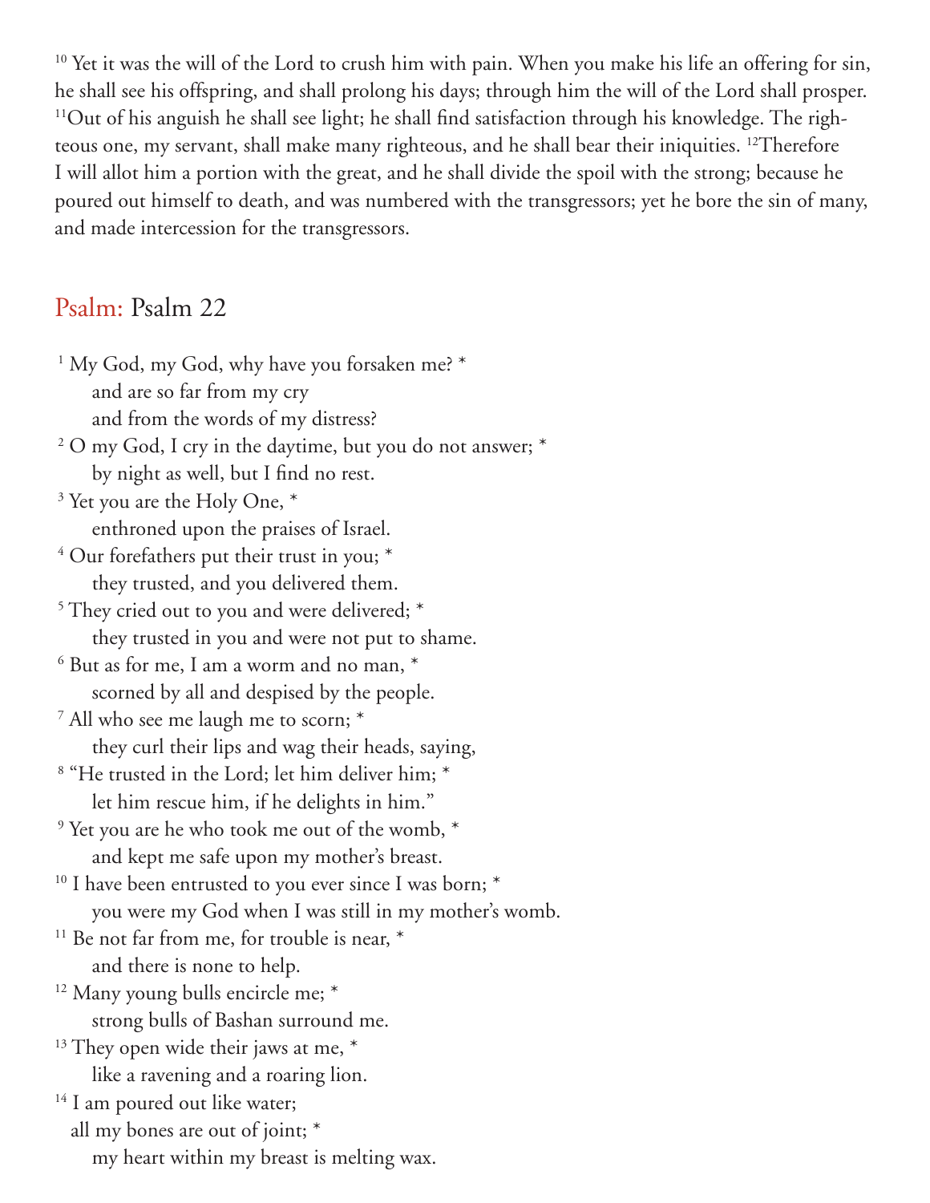[10] Yet it was the will of the Lord to crush him with pain. When you make his life an offering for sin, he shall see his offspring, and shall prolong his days; through him the will of the Lord shall prosper. [11]Out of his anguish he shall see light; he shall find satisfaction through his knowledge. The righteous one, my servant, shall make many righteous, and he shall bear their iniquities. [12]Therefore I will allot him a portion with the great, and he shall divide the spoil with the strong; because he poured out himself to death, and was numbered with the transgressors; yet he bore the sin of many, and made intercession for the transgressors.

## Psalm: Psalm 22

[1] My God, my God, why have you forsaken me? *
    and are so far from my cry
    and from the words of my distress?
[2] O my God, I cry in the daytime, but you do not answer; *
    by night as well, but I find no rest.
[3] Yet you are the Holy One, *
    enthroned upon the praises of Israel.
[4] Our forefathers put their trust in you; *
    they trusted, and you delivered them.
[5] They cried out to you and were delivered; *
    they trusted in you and were not put to shame.
[6] But as for me, I am a worm and no man, *
    scorned by all and despised by the people.
[7] All who see me laugh me to scorn; *
    they curl their lips and wag their heads, saying,
[8] "He trusted in the Lord; let him deliver him; *
    let him rescue him, if he delights in him."
[9] Yet you are he who took me out of the womb, *
    and kept me safe upon my mother's breast.
[10] I have been entrusted to you ever since I was born; *
    you were my God when I was still in my mother's womb.
[11] Be not far from me, for trouble is near, *
    and there is none to help.
[12] Many young bulls encircle me; *
    strong bulls of Bashan surround me.
[13] They open wide their jaws at me, *
    like a ravening and a roaring lion.
[14] I am poured out like water;
  all my bones are out of joint; *
    my heart within my breast is melting wax.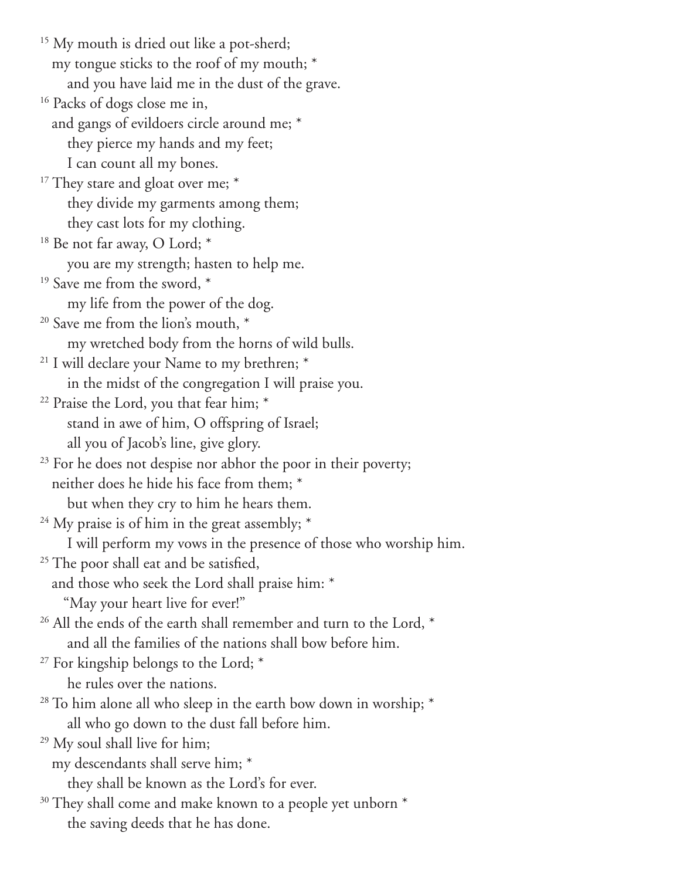[15] My mouth is dried out like a pot-sherd;
my tongue sticks to the roof of my mouth; *
and you have laid me in the dust of the grave.

[16] Packs of dogs close me in,
and gangs of evildoers circle around me; *
they pierce my hands and my feet;
I can count all my bones.

[17] They stare and gloat over me; *
they divide my garments among them;
they cast lots for my clothing.

[18] Be not far away, O Lord; *
you are my strength; hasten to help me.

[19] Save me from the sword, *
my life from the power of the dog.

[20] Save me from the lion's mouth, *
my wretched body from the horns of wild bulls.

[21] I will declare your Name to my brethren; *
in the midst of the congregation I will praise you.

[22] Praise the Lord, you that fear him; *
stand in awe of him, O offspring of Israel;
all you of Jacob's line, give glory.

[23] For he does not despise nor abhor the poor in their poverty;
neither does he hide his face from them; *
but when they cry to him he hears them.

[24] My praise is of him in the great assembly; *
I will perform my vows in the presence of those who worship him.

[25] The poor shall eat and be satisfied,
and those who seek the Lord shall praise him: *
"May your heart live for ever!"

[26] All the ends of the earth shall remember and turn to the Lord, *
and all the families of the nations shall bow before him.

[27] For kingship belongs to the Lord; *
he rules over the nations.

[28] To him alone all who sleep in the earth bow down in worship; *
all who go down to the dust fall before him.

[29] My soul shall live for him;
my descendants shall serve him; *
they shall be known as the Lord's for ever.

[30] They shall come and make known to a people yet unborn *
the saving deeds that he has done.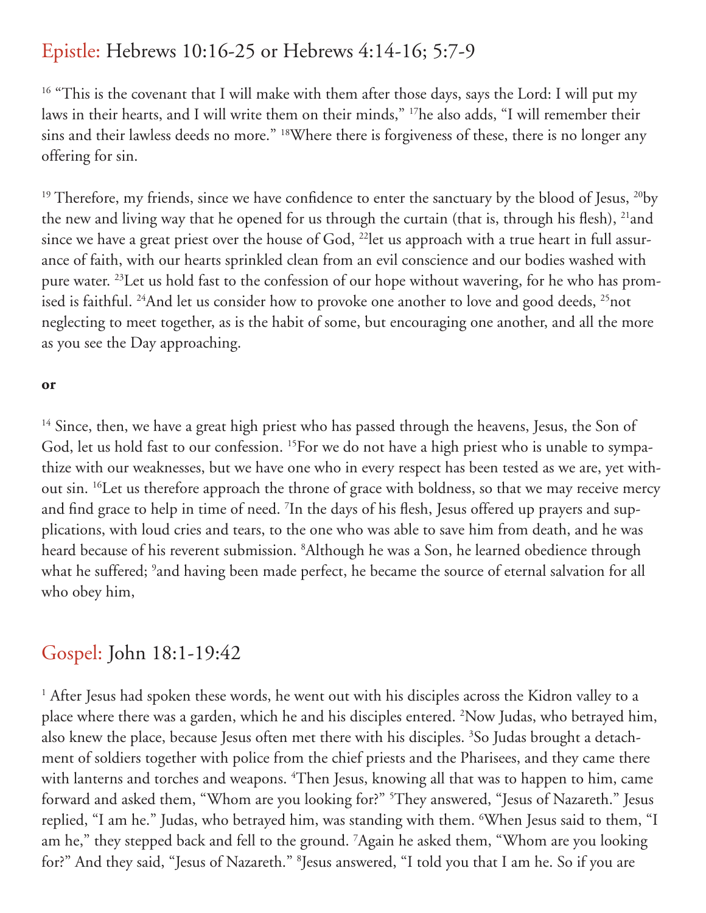## Epistle: Hebrews 10:16-25 or Hebrews 4:14-16; 5:7-9

[16] "This is the covenant that I will make with them after those days, says the Lord: I will put my laws in their hearts, and I will write them on their minds," [17]he also adds, "I will remember their sins and their lawless deeds no more." [18]Where there is forgiveness of these, there is no longer any offering for sin.

[19] Therefore, my friends, since we have confidence to enter the sanctuary by the blood of Jesus, [20]by the new and living way that he opened for us through the curtain (that is, through his flesh), [21]and since we have a great priest over the house of God, [22]let us approach with a true heart in full assurance of faith, with our hearts sprinkled clean from an evil conscience and our bodies washed with pure water. [23]Let us hold fast to the confession of our hope without wavering, for he who has promised is faithful. [24]And let us consider how to provoke one another to love and good deeds, [25]not neglecting to meet together, as is the habit of some, but encouraging one another, and all the more as you see the Day approaching.

**or**

[14] Since, then, we have a great high priest who has passed through the heavens, Jesus, the Son of God, let us hold fast to our confession. [15]For we do not have a high priest who is unable to sympathize with our weaknesses, but we have one who in every respect has been tested as we are, yet without sin. [16]Let us therefore approach the throne of grace with boldness, so that we may receive mercy and find grace to help in time of need. [7]In the days of his flesh, Jesus offered up prayers and supplications, with loud cries and tears, to the one who was able to save him from death, and he was heard because of his reverent submission. [8]Although he was a Son, he learned obedience through what he suffered; [9]and having been made perfect, he became the source of eternal salvation for all who obey him,

## Gospel: John 18:1-19:42

[1] After Jesus had spoken these words, he went out with his disciples across the Kidron valley to a place where there was a garden, which he and his disciples entered. [2]Now Judas, who betrayed him, also knew the place, because Jesus often met there with his disciples. [3]So Judas brought a detachment of soldiers together with police from the chief priests and the Pharisees, and they came there with lanterns and torches and weapons. [4]Then Jesus, knowing all that was to happen to him, came forward and asked them, "Whom are you looking for?" [5]They answered, "Jesus of Nazareth." Jesus replied, "I am he." Judas, who betrayed him, was standing with them. [6]When Jesus said to them, "I am he," they stepped back and fell to the ground. [7]Again he asked them, "Whom are you looking for?" And they said, "Jesus of Nazareth." [8]Jesus answered, "I told you that I am he. So if you are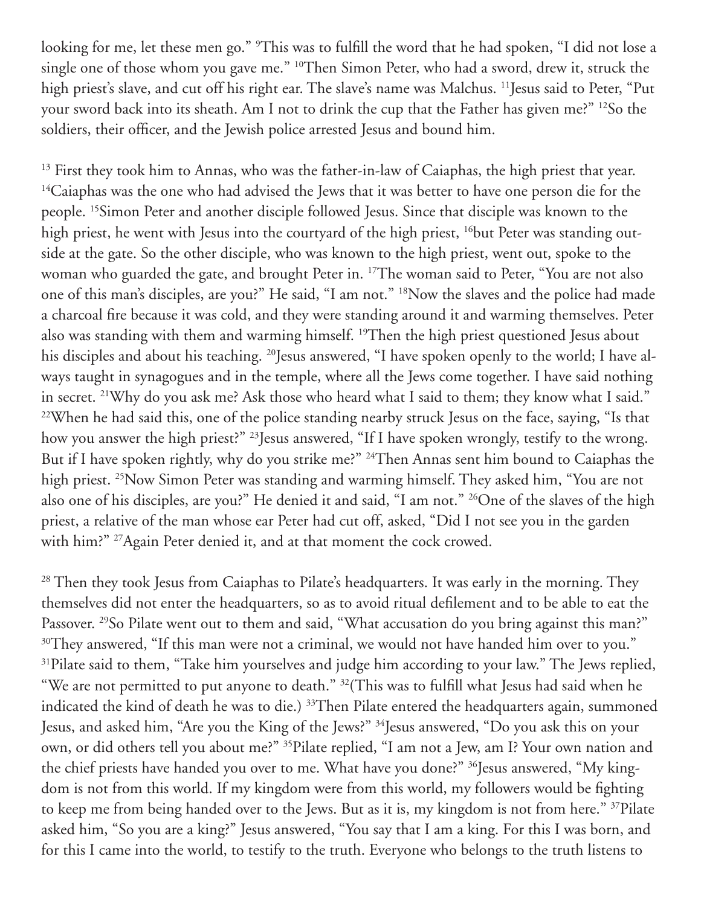looking for me, let these men go." [9]This was to fulfill the word that he had spoken, "I did not lose a single one of those whom you gave me." [10]Then Simon Peter, who had a sword, drew it, struck the high priest's slave, and cut off his right ear. The slave's name was Malchus. [11]Jesus said to Peter, "Put your sword back into its sheath. Am I not to drink the cup that the Father has given me?" [12]So the soldiers, their officer, and the Jewish police arrested Jesus and bound him.

[13] First they took him to Annas, who was the father-in-law of Caiaphas, the high priest that year. [14]Caiaphas was the one who had advised the Jews that it was better to have one person die for the people. [15]Simon Peter and another disciple followed Jesus. Since that disciple was known to the high priest, he went with Jesus into the courtyard of the high priest, [16]but Peter was standing outside at the gate. So the other disciple, who was known to the high priest, went out, spoke to the woman who guarded the gate, and brought Peter in. [17]The woman said to Peter, "You are not also one of this man's disciples, are you?" He said, "I am not." [18]Now the slaves and the police had made a charcoal fire because it was cold, and they were standing around it and warming themselves. Peter also was standing with them and warming himself. [19]Then the high priest questioned Jesus about his disciples and about his teaching. [20]Jesus answered, "I have spoken openly to the world; I have always taught in synagogues and in the temple, where all the Jews come together. I have said nothing in secret. [21]Why do you ask me? Ask those who heard what I said to them; they know what I said." [22]When he had said this, one of the police standing nearby struck Jesus on the face, saying, "Is that how you answer the high priest?" [23]Jesus answered, "If I have spoken wrongly, testify to the wrong. But if I have spoken rightly, why do you strike me?" [24]Then Annas sent him bound to Caiaphas the high priest. [25]Now Simon Peter was standing and warming himself. They asked him, "You are not also one of his disciples, are you?" He denied it and said, "I am not." [26]One of the slaves of the high priest, a relative of the man whose ear Peter had cut off, asked, "Did I not see you in the garden with him?" [27]Again Peter denied it, and at that moment the cock crowed.

[28] Then they took Jesus from Caiaphas to Pilate's headquarters. It was early in the morning. They themselves did not enter the headquarters, so as to avoid ritual defilement and to be able to eat the Passover. [29]So Pilate went out to them and said, "What accusation do you bring against this man?" [30]They answered, "If this man were not a criminal, we would not have handed him over to you." [31]Pilate said to them, "Take him yourselves and judge him according to your law." The Jews replied, "We are not permitted to put anyone to death." [32](This was to fulfill what Jesus had said when he indicated the kind of death he was to die.) [33]Then Pilate entered the headquarters again, summoned Jesus, and asked him, "Are you the King of the Jews?" [34]Jesus answered, "Do you ask this on your own, or did others tell you about me?" [35]Pilate replied, "I am not a Jew, am I? Your own nation and the chief priests have handed you over to me. What have you done?" [36]Jesus answered, "My kingdom is not from this world. If my kingdom were from this world, my followers would be fighting to keep me from being handed over to the Jews. But as it is, my kingdom is not from here." [37]Pilate asked him, "So you are a king?" Jesus answered, "You say that I am a king. For this I was born, and for this I came into the world, to testify to the truth. Everyone who belongs to the truth listens to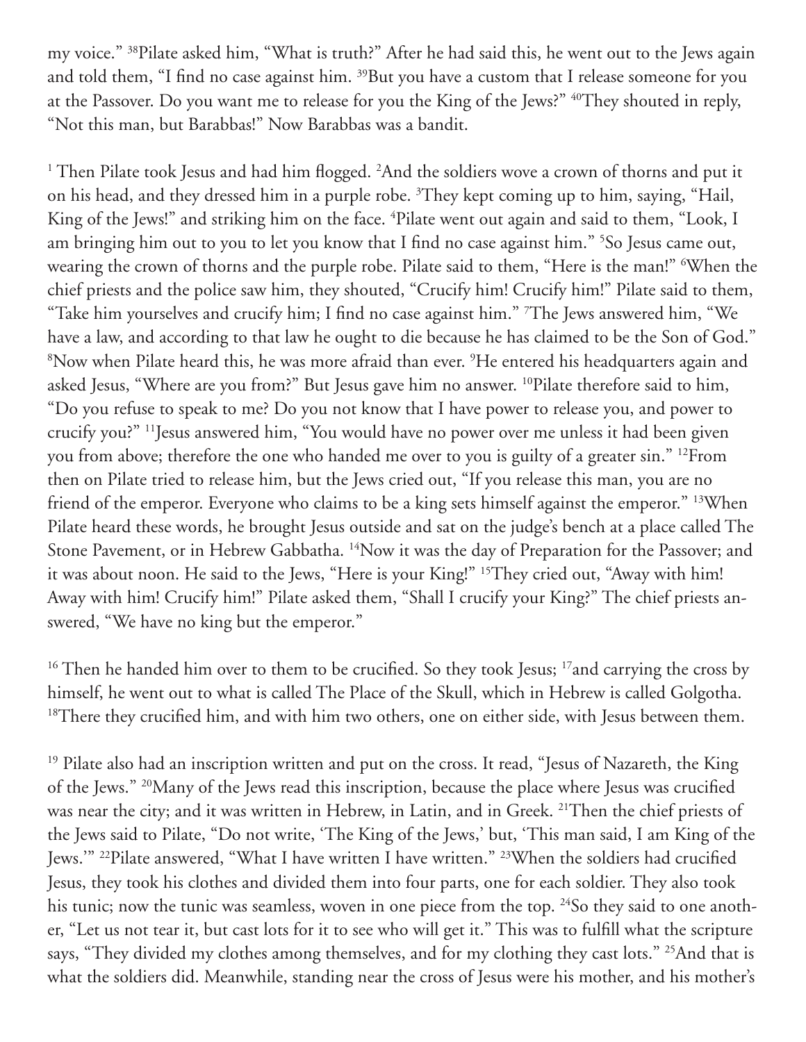my voice." [38]Pilate asked him, "What is truth?" After he had said this, he went out to the Jews again and told them, "I find no case against him. [39]But you have a custom that I release someone for you at the Passover. Do you want me to release for you the King of the Jews?" [40]They shouted in reply, "Not this man, but Barabbas!" Now Barabbas was a bandit.

[1] Then Pilate took Jesus and had him flogged. [2]And the soldiers wove a crown of thorns and put it on his head, and they dressed him in a purple robe. [3]They kept coming up to him, saying, "Hail, King of the Jews!" and striking him on the face. [4]Pilate went out again and said to them, "Look, I am bringing him out to you to let you know that I find no case against him." [5]So Jesus came out, wearing the crown of thorns and the purple robe. Pilate said to them, "Here is the man!" [6]When the chief priests and the police saw him, they shouted, "Crucify him! Crucify him!" Pilate said to them, "Take him yourselves and crucify him; I find no case against him." [7]The Jews answered him, "We have a law, and according to that law he ought to die because he has claimed to be the Son of God." [8]Now when Pilate heard this, he was more afraid than ever. [9]He entered his headquarters again and asked Jesus, "Where are you from?" But Jesus gave him no answer. [10]Pilate therefore said to him, "Do you refuse to speak to me? Do you not know that I have power to release you, and power to crucify you?" [11]Jesus answered him, "You would have no power over me unless it had been given you from above; therefore the one who handed me over to you is guilty of a greater sin." [12]From then on Pilate tried to release him, but the Jews cried out, "If you release this man, you are no friend of the emperor. Everyone who claims to be a king sets himself against the emperor." [13]When Pilate heard these words, he brought Jesus outside and sat on the judge's bench at a place called The Stone Pavement, or in Hebrew Gabbatha. [14]Now it was the day of Preparation for the Passover; and it was about noon. He said to the Jews, "Here is your King!" [15]They cried out, "Away with him! Away with him! Crucify him!" Pilate asked them, "Shall I crucify your King?" The chief priests answered, "We have no king but the emperor."

[16] Then he handed him over to them to be crucified. So they took Jesus; [17]and carrying the cross by himself, he went out to what is called The Place of the Skull, which in Hebrew is called Golgotha. [18]There they crucified him, and with him two others, one on either side, with Jesus between them.

[19] Pilate also had an inscription written and put on the cross. It read, "Jesus of Nazareth, the King of the Jews." [20]Many of the Jews read this inscription, because the place where Jesus was crucified was near the city; and it was written in Hebrew, in Latin, and in Greek. [21]Then the chief priests of the Jews said to Pilate, "Do not write, 'The King of the Jews,' but, 'This man said, I am King of the Jews.'" [22]Pilate answered, "What I have written I have written." [23]When the soldiers had crucified Jesus, they took his clothes and divided them into four parts, one for each soldier. They also took his tunic; now the tunic was seamless, woven in one piece from the top. [24]So they said to one another, "Let us not tear it, but cast lots for it to see who will get it." This was to fulfill what the scripture says, "They divided my clothes among themselves, and for my clothing they cast lots." [25]And that is what the soldiers did. Meanwhile, standing near the cross of Jesus were his mother, and his mother's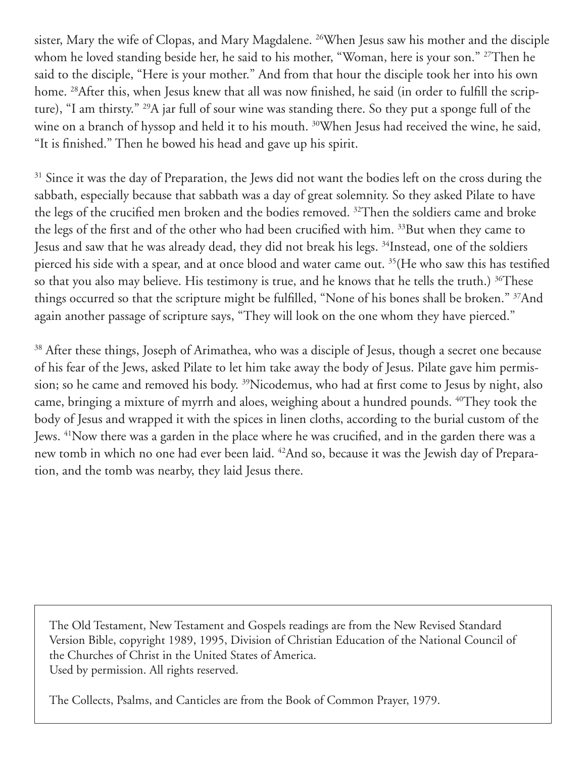sister, Mary the wife of Clopas, and Mary Magdalene. [26]When Jesus saw his mother and the disciple whom he loved standing beside her, he said to his mother, "Woman, here is your son." [27]Then he said to the disciple, "Here is your mother." And from that hour the disciple took her into his own home. [28]After this, when Jesus knew that all was now finished, he said (in order to fulfill the scripture), "I am thirsty." [29]A jar full of sour wine was standing there. So they put a sponge full of the wine on a branch of hyssop and held it to his mouth. [30]When Jesus had received the wine, he said, "It is finished." Then he bowed his head and gave up his spirit.

[31] Since it was the day of Preparation, the Jews did not want the bodies left on the cross during the sabbath, especially because that sabbath was a day of great solemnity. So they asked Pilate to have the legs of the crucified men broken and the bodies removed. [32]Then the soldiers came and broke the legs of the first and of the other who had been crucified with him. [33]But when they came to Jesus and saw that he was already dead, they did not break his legs. [34]Instead, one of the soldiers pierced his side with a spear, and at once blood and water came out. [35](He who saw this has testified so that you also may believe. His testimony is true, and he knows that he tells the truth.) [36]These things occurred so that the scripture might be fulfilled, "None of his bones shall be broken." [37]And again another passage of scripture says, "They will look on the one whom they have pierced."

[38] After these things, Joseph of Arimathea, who was a disciple of Jesus, though a secret one because of his fear of the Jews, asked Pilate to let him take away the body of Jesus. Pilate gave him permission; so he came and removed his body. [39]Nicodemus, who had at first come to Jesus by night, also came, bringing a mixture of myrrh and aloes, weighing about a hundred pounds. [40]They took the body of Jesus and wrapped it with the spices in linen cloths, according to the burial custom of the Jews. [41]Now there was a garden in the place where he was crucified, and in the garden there was a new tomb in which no one had ever been laid. [42]And so, because it was the Jewish day of Preparation, and the tomb was nearby, they laid Jesus there.

The Old Testament, New Testament and Gospels readings are from the New Revised Standard Version Bible, copyright 1989, 1995, Division of Christian Education of the National Council of the Churches of Christ in the United States of America.
Used by permission. All rights reserved.

The Collects, Psalms, and Canticles are from the Book of Common Prayer, 1979.